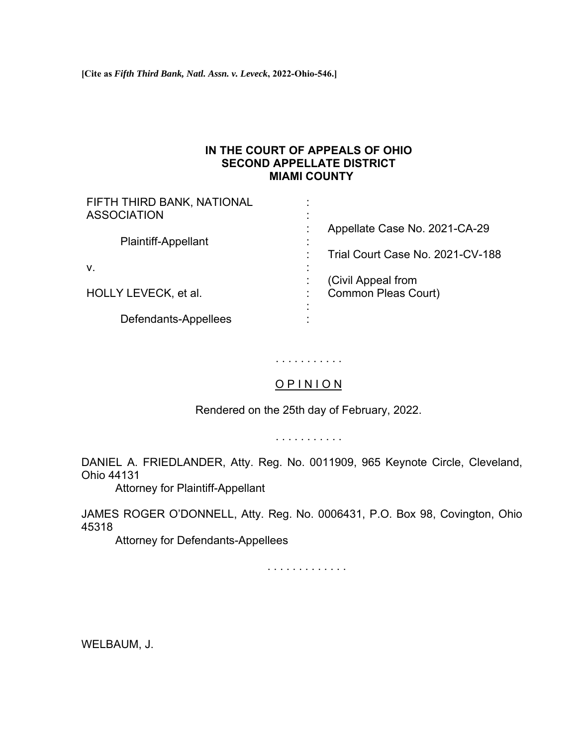**[Cite as *Fifth Third Bank, Natl. Assn. v. Leveck*, 2022-Ohio-546.]**

**IN THE COURT OF APPEALS OF OHIO**
**SECOND APPELLATE DISTRICT**
**MIAMI COUNTY**

| | | |
|---|---|---|
| FIFTH THIRD BANK, NATIONAL ASSOCIATION | : | |
| Plaintiff-Appellant | : | Appellate Case No. 2021-CA-29 |
| v. | : | Trial Court Case No. 2021-CV-188 |
| HOLLY LEVECK, et al. | : | (Civil Appeal from Common Pleas Court) |
| Defendants-Appellees | : | |

. . . . . . . . . . .

O P I N I O N

Rendered on the 25th day of February, 2022.

. . . . . . . . . . .

DANIEL A. FRIEDLANDER, Atty. Reg. No. 0011909, 965 Keynote Circle, Cleveland, Ohio 44131
Attorney for Plaintiff-Appellant

JAMES ROGER O'DONNELL, Atty. Reg. No. 0006431, P.O. Box 98, Covington, Ohio 45318
Attorney for Defendants-Appellees

. . . . . . . . . . . . .

WELBAUM, J.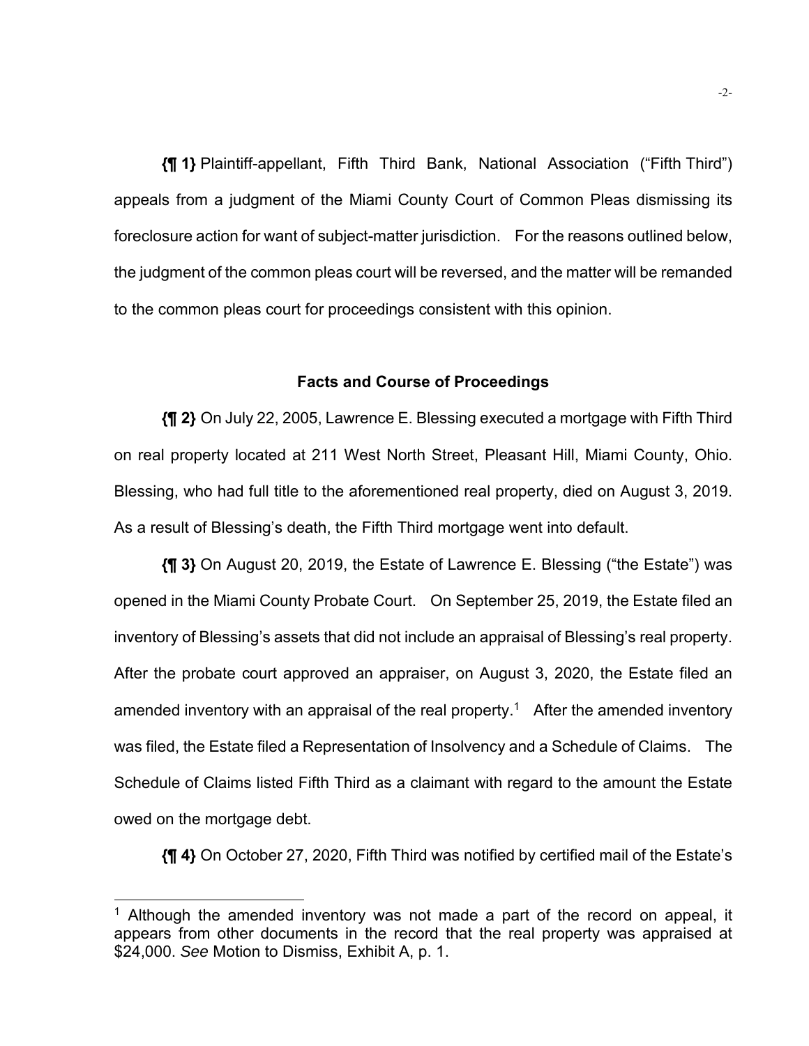**{¶ 1}** Plaintiff-appellant, Fifth Third Bank, National Association ("Fifth Third") appeals from a judgment of the Miami County Court of Common Pleas dismissing its foreclosure action for want of subject-matter jurisdiction. For the reasons outlined below, the judgment of the common pleas court will be reversed, and the matter will be remanded to the common pleas court for proceedings consistent with this opinion.

### Facts and Course of Proceedings

**{¶ 2}** On July 22, 2005, Lawrence E. Blessing executed a mortgage with Fifth Third on real property located at 211 West North Street, Pleasant Hill, Miami County, Ohio. Blessing, who had full title to the aforementioned real property, died on August 3, 2019. As a result of Blessing's death, the Fifth Third mortgage went into default.

**{¶ 3}** On August 20, 2019, the Estate of Lawrence E. Blessing ("the Estate") was opened in the Miami County Probate Court. On September 25, 2019, the Estate filed an inventory of Blessing's assets that did not include an appraisal of Blessing's real property. After the probate court approved an appraiser, on August 3, 2020, the Estate filed an amended inventory with an appraisal of the real property.[1] After the amended inventory was filed, the Estate filed a Representation of Insolvency and a Schedule of Claims. The Schedule of Claims listed Fifth Third as a claimant with regard to the amount the Estate owed on the mortgage debt.

**{¶ 4}** On October 27, 2020, Fifth Third was notified by certified mail of the Estate's

---

[1] Although the amended inventory was not made a part of the record on appeal, it appears from other documents in the record that the real property was appraised at $24,000. *See* Motion to Dismiss, Exhibit A, p. 1.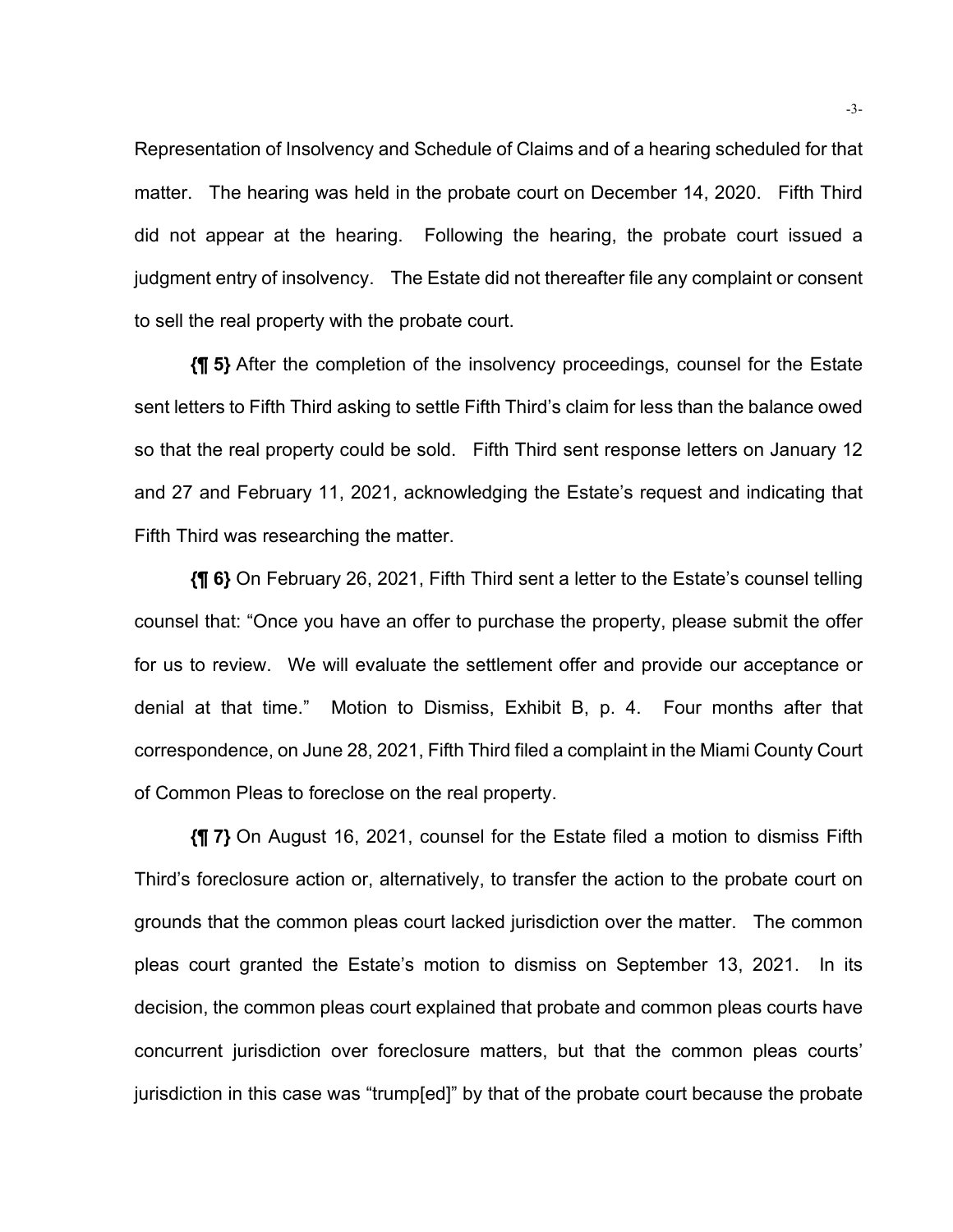Representation of Insolvency and Schedule of Claims and of a hearing scheduled for that matter. The hearing was held in the probate court on December 14, 2020. Fifth Third did not appear at the hearing. Following the hearing, the probate court issued a judgment entry of insolvency. The Estate did not thereafter file any complaint or consent to sell the real property with the probate court.

**{¶ 5}** After the completion of the insolvency proceedings, counsel for the Estate sent letters to Fifth Third asking to settle Fifth Third's claim for less than the balance owed so that the real property could be sold. Fifth Third sent response letters on January 12 and 27 and February 11, 2021, acknowledging the Estate's request and indicating that Fifth Third was researching the matter.

**{¶ 6}** On February 26, 2021, Fifth Third sent a letter to the Estate's counsel telling counsel that: "Once you have an offer to purchase the property, please submit the offer for us to review. We will evaluate the settlement offer and provide our acceptance or denial at that time." Motion to Dismiss, Exhibit B, p. 4. Four months after that correspondence, on June 28, 2021, Fifth Third filed a complaint in the Miami County Court of Common Pleas to foreclose on the real property.

**{¶ 7}** On August 16, 2021, counsel for the Estate filed a motion to dismiss Fifth Third's foreclosure action or, alternatively, to transfer the action to the probate court on grounds that the common pleas court lacked jurisdiction over the matter. The common pleas court granted the Estate's motion to dismiss on September 13, 2021. In its decision, the common pleas court explained that probate and common pleas courts have concurrent jurisdiction over foreclosure matters, but that the common pleas courts' jurisdiction in this case was "trump[ed]" by that of the probate court because the probate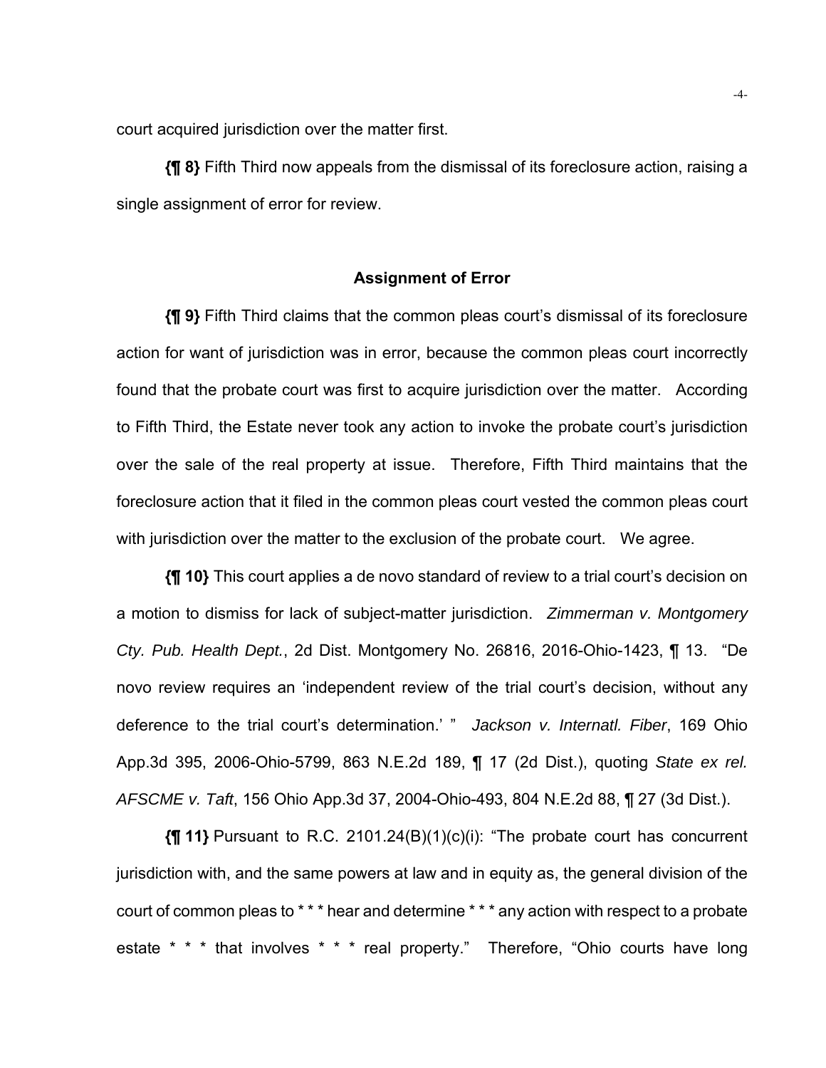court acquired jurisdiction over the matter first.

**{¶ 8}** Fifth Third now appeals from the dismissal of its foreclosure action, raising a single assignment of error for review.

### Assignment of Error

**{¶ 9}** Fifth Third claims that the common pleas court's dismissal of its foreclosure action for want of jurisdiction was in error, because the common pleas court incorrectly found that the probate court was first to acquire jurisdiction over the matter. According to Fifth Third, the Estate never took any action to invoke the probate court's jurisdiction over the sale of the real property at issue. Therefore, Fifth Third maintains that the foreclosure action that it filed in the common pleas court vested the common pleas court with jurisdiction over the matter to the exclusion of the probate court. We agree.

**{¶ 10}** This court applies a de novo standard of review to a trial court's decision on a motion to dismiss for lack of subject-matter jurisdiction. *Zimmerman v. Montgomery Cty. Pub. Health Dept.*, 2d Dist. Montgomery No. 26816, 2016-Ohio-1423, ¶ 13. "De novo review requires an 'independent review of the trial court's decision, without any deference to the trial court's determination.' " *Jackson v. Internatl. Fiber*, 169 Ohio App.3d 395, 2006-Ohio-5799, 863 N.E.2d 189, ¶ 17 (2d Dist.), quoting *State ex rel. AFSCME v. Taft*, 156 Ohio App.3d 37, 2004-Ohio-493, 804 N.E.2d 88, ¶ 27 (3d Dist.).

**{¶ 11}** Pursuant to R.C. 2101.24(B)(1)(c)(i): "The probate court has concurrent jurisdiction with, and the same powers at law and in equity as, the general division of the court of common pleas to * * * hear and determine * * * any action with respect to a probate estate * * * that involves * * * real property." Therefore, "Ohio courts have long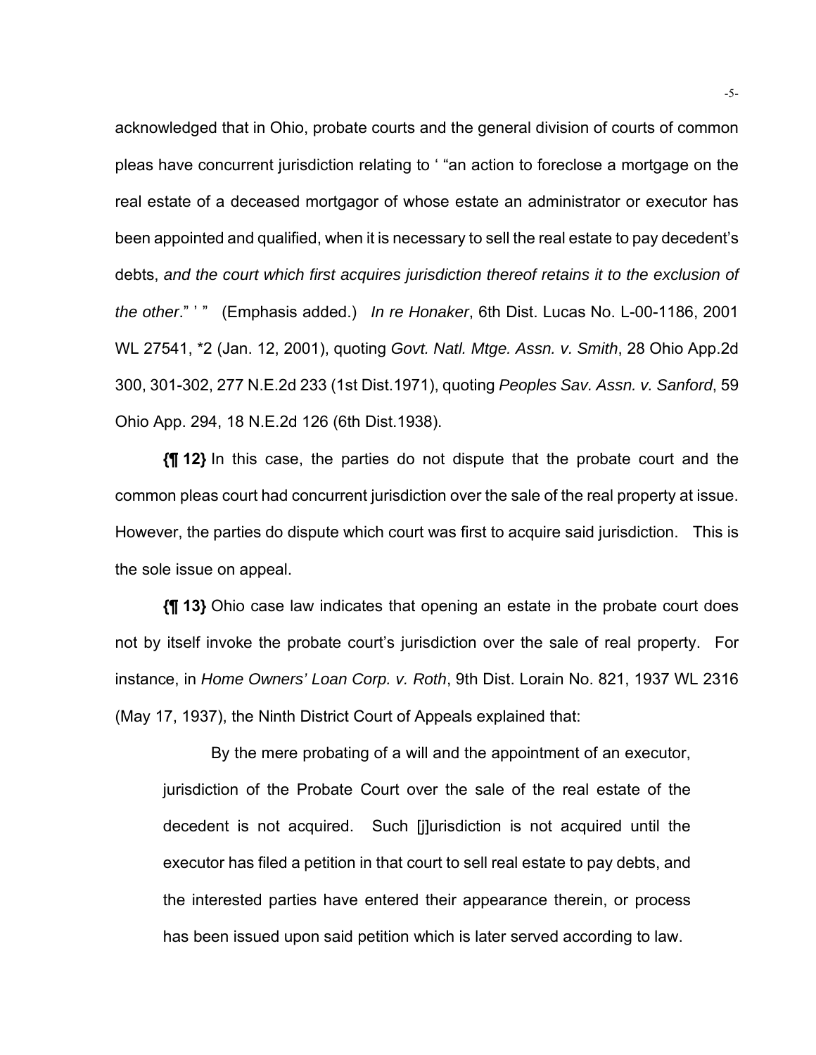acknowledged that in Ohio, probate courts and the general division of courts of common pleas have concurrent jurisdiction relating to ' "an action to foreclose a mortgage on the real estate of a deceased mortgagor of whose estate an administrator or executor has been appointed and qualified, when it is necessary to sell the real estate to pay decedent's debts, *and the court which first acquires jurisdiction thereof retains it to the exclusion of the other*." ' " (Emphasis added.) *In re Honaker*, 6th Dist. Lucas No. L-00-1186, 2001 WL 27541, *2 (Jan. 12, 2001), quoting *Govt. Natl. Mtge. Assn. v. Smith*, 28 Ohio App.2d 300, 301-302, 277 N.E.2d 233 (1st Dist.1971), quoting *Peoples Sav. Assn. v. Sanford*, 59 Ohio App. 294, 18 N.E.2d 126 (6th Dist.1938).

**{¶ 12}** In this case, the parties do not dispute that the probate court and the common pleas court had concurrent jurisdiction over the sale of the real property at issue. However, the parties do dispute which court was first to acquire said jurisdiction. This is the sole issue on appeal.

**{¶ 13}** Ohio case law indicates that opening an estate in the probate court does not by itself invoke the probate court's jurisdiction over the sale of real property. For instance, in *Home Owners' Loan Corp. v. Roth*, 9th Dist. Lorain No. 821, 1937 WL 2316 (May 17, 1937), the Ninth District Court of Appeals explained that:

> By the mere probating of a will and the appointment of an executor, jurisdiction of the Probate Court over the sale of the real estate of the decedent is not acquired. Such [j]urisdiction is not acquired until the executor has filed a petition in that court to sell real estate to pay debts, and the interested parties have entered their appearance therein, or process has been issued upon said petition which is later served according to law.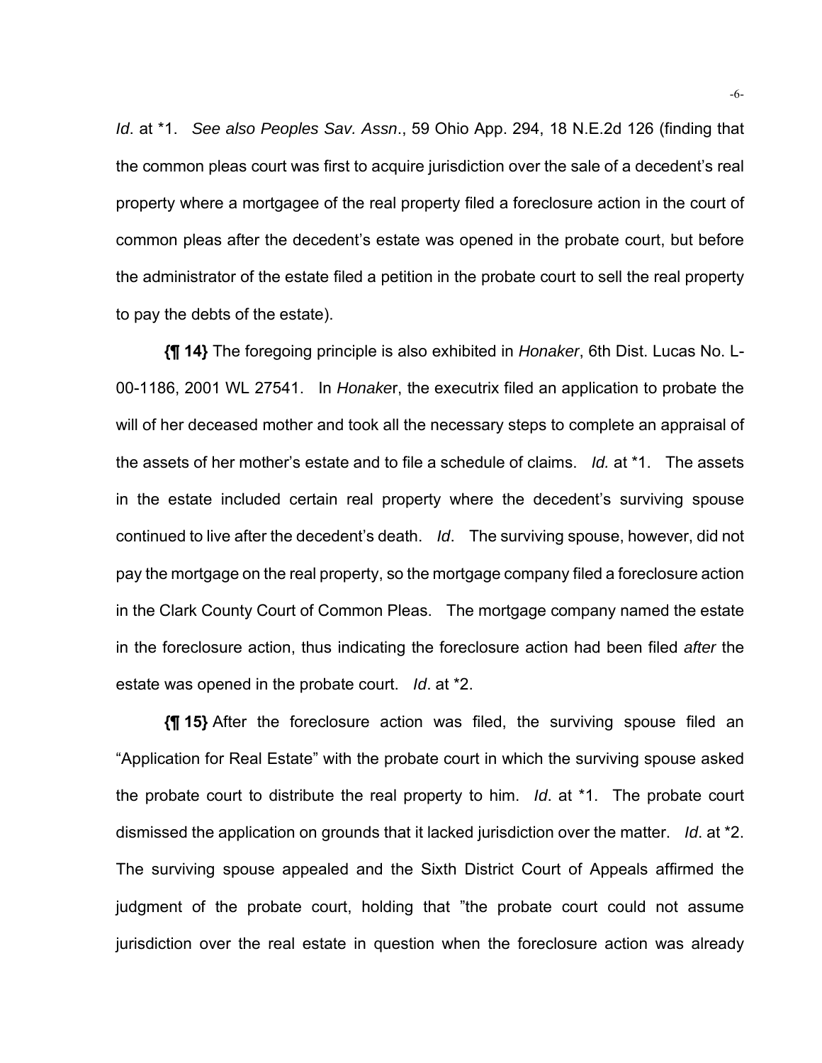*Id*. at \*1. *See also Peoples Sav. Assn*., 59 Ohio App. 294, 18 N.E.2d 126 (finding that the common pleas court was first to acquire jurisdiction over the sale of a decedent's real property where a mortgagee of the real property filed a foreclosure action in the court of common pleas after the decedent's estate was opened in the probate court, but before the administrator of the estate filed a petition in the probate court to sell the real property to pay the debts of the estate).

**{¶ 14}** The foregoing principle is also exhibited in *Honaker*, 6th Dist. Lucas No. L-00-1186, 2001 WL 27541. In *Honake*r, the executrix filed an application to probate the will of her deceased mother and took all the necessary steps to complete an appraisal of the assets of her mother's estate and to file a schedule of claims. *Id.* at \*1. The assets in the estate included certain real property where the decedent's surviving spouse continued to live after the decedent's death. *Id*. The surviving spouse, however, did not pay the mortgage on the real property, so the mortgage company filed a foreclosure action in the Clark County Court of Common Pleas. The mortgage company named the estate in the foreclosure action, thus indicating the foreclosure action had been filed *after* the estate was opened in the probate court. *Id*. at \*2.

**{¶ 15}** After the foreclosure action was filed, the surviving spouse filed an "Application for Real Estate" with the probate court in which the surviving spouse asked the probate court to distribute the real property to him. *Id*. at \*1. The probate court dismissed the application on grounds that it lacked jurisdiction over the matter. *Id*. at \*2. The surviving spouse appealed and the Sixth District Court of Appeals affirmed the judgment of the probate court, holding that "the probate court could not assume jurisdiction over the real estate in question when the foreclosure action was already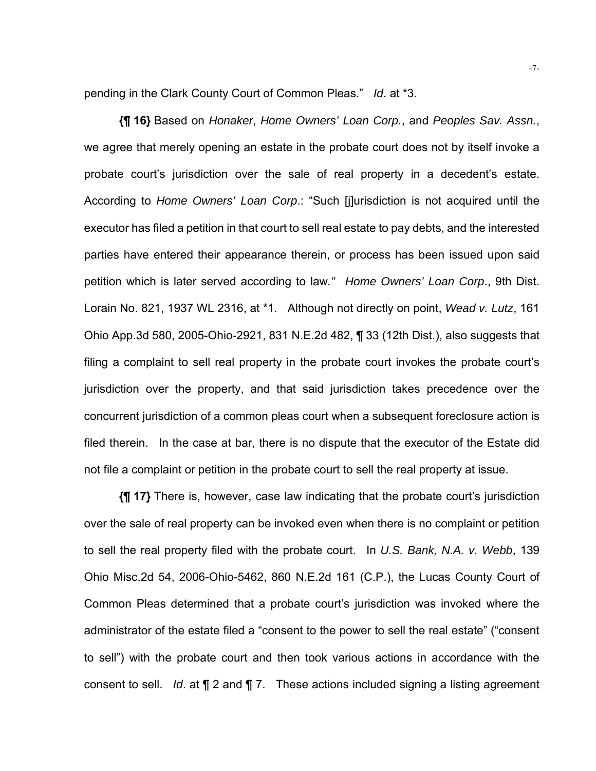pending in the Clark County Court of Common Pleas." *Id*. at *3.

**{¶ 16}** Based on *Honaker*, *Home Owners' Loan Corp.*, and *Peoples Sav. Assn.*, we agree that merely opening an estate in the probate court does not by itself invoke a probate court's jurisdiction over the sale of real property in a decedent's estate. According to *Home Owners' Loan Corp*.: "Such [j]urisdiction is not acquired until the executor has filed a petition in that court to sell real estate to pay debts, and the interested parties have entered their appearance therein, or process has been issued upon said petition which is later served according to law*." Home Owners' Loan Corp*., 9th Dist. Lorain No. 821, 1937 WL 2316, at *1. Although not directly on point, *Wead v. Lutz*, 161 Ohio App.3d 580, 2005-Ohio-2921, 831 N.E.2d 482, ¶ 33 (12th Dist.), also suggests that filing a complaint to sell real property in the probate court invokes the probate court's jurisdiction over the property, and that said jurisdiction takes precedence over the concurrent jurisdiction of a common pleas court when a subsequent foreclosure action is filed therein. In the case at bar, there is no dispute that the executor of the Estate did not file a complaint or petition in the probate court to sell the real property at issue.

**{¶ 17}** There is, however, case law indicating that the probate court's jurisdiction over the sale of real property can be invoked even when there is no complaint or petition to sell the real property filed with the probate court. In *U.S. Bank, N.A. v. Webb*, 139 Ohio Misc.2d 54, 2006-Ohio-5462, 860 N.E.2d 161 (C.P.), the Lucas County Court of Common Pleas determined that a probate court's jurisdiction was invoked where the administrator of the estate filed a "consent to the power to sell the real estate" ("consent to sell") with the probate court and then took various actions in accordance with the consent to sell. *Id*. at ¶ 2 and ¶ 7. These actions included signing a listing agreement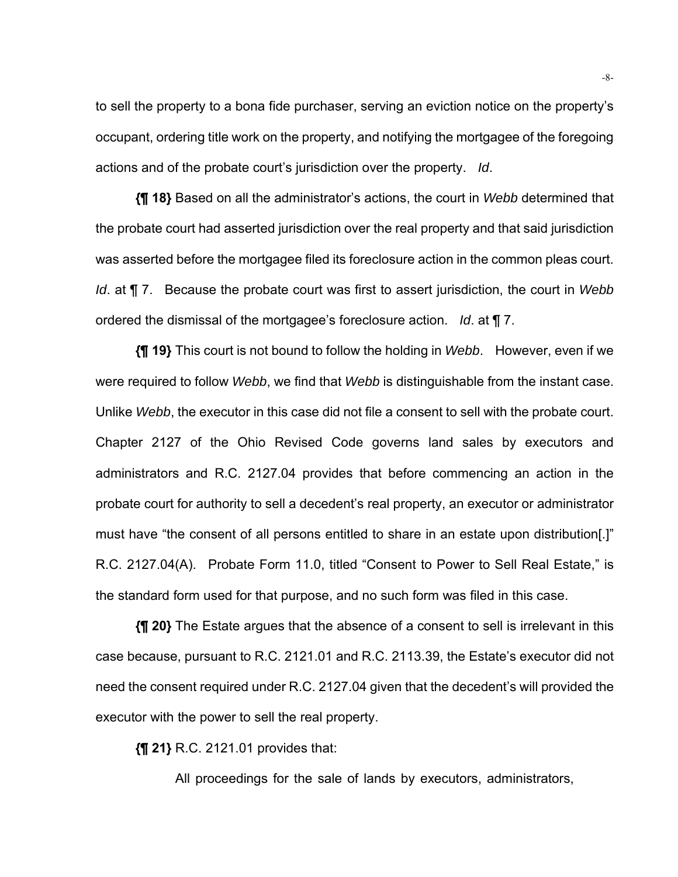to sell the property to a bona fide purchaser, serving an eviction notice on the property's occupant, ordering title work on the property, and notifying the mortgagee of the foregoing actions and of the probate court's jurisdiction over the property. *Id*.

**{¶ 18}** Based on all the administrator's actions, the court in *Webb* determined that the probate court had asserted jurisdiction over the real property and that said jurisdiction was asserted before the mortgagee filed its foreclosure action in the common pleas court. *Id*. at ¶ 7. Because the probate court was first to assert jurisdiction, the court in *Webb* ordered the dismissal of the mortgagee's foreclosure action. *Id*. at ¶ 7.

**{¶ 19}** This court is not bound to follow the holding in *Webb*. However, even if we were required to follow *Webb*, we find that *Webb* is distinguishable from the instant case. Unlike *Webb*, the executor in this case did not file a consent to sell with the probate court. Chapter 2127 of the Ohio Revised Code governs land sales by executors and administrators and R.C. 2127.04 provides that before commencing an action in the probate court for authority to sell a decedent's real property, an executor or administrator must have "the consent of all persons entitled to share in an estate upon distribution[.]" R.C. 2127.04(A). Probate Form 11.0, titled "Consent to Power to Sell Real Estate," is the standard form used for that purpose, and no such form was filed in this case.

**{¶ 20}** The Estate argues that the absence of a consent to sell is irrelevant in this case because, pursuant to R.C. 2121.01 and R.C. 2113.39, the Estate's executor did not need the consent required under R.C. 2127.04 given that the decedent's will provided the executor with the power to sell the real property.

**{¶ 21}** R.C. 2121.01 provides that:

> All proceedings for the sale of lands by executors, administrators,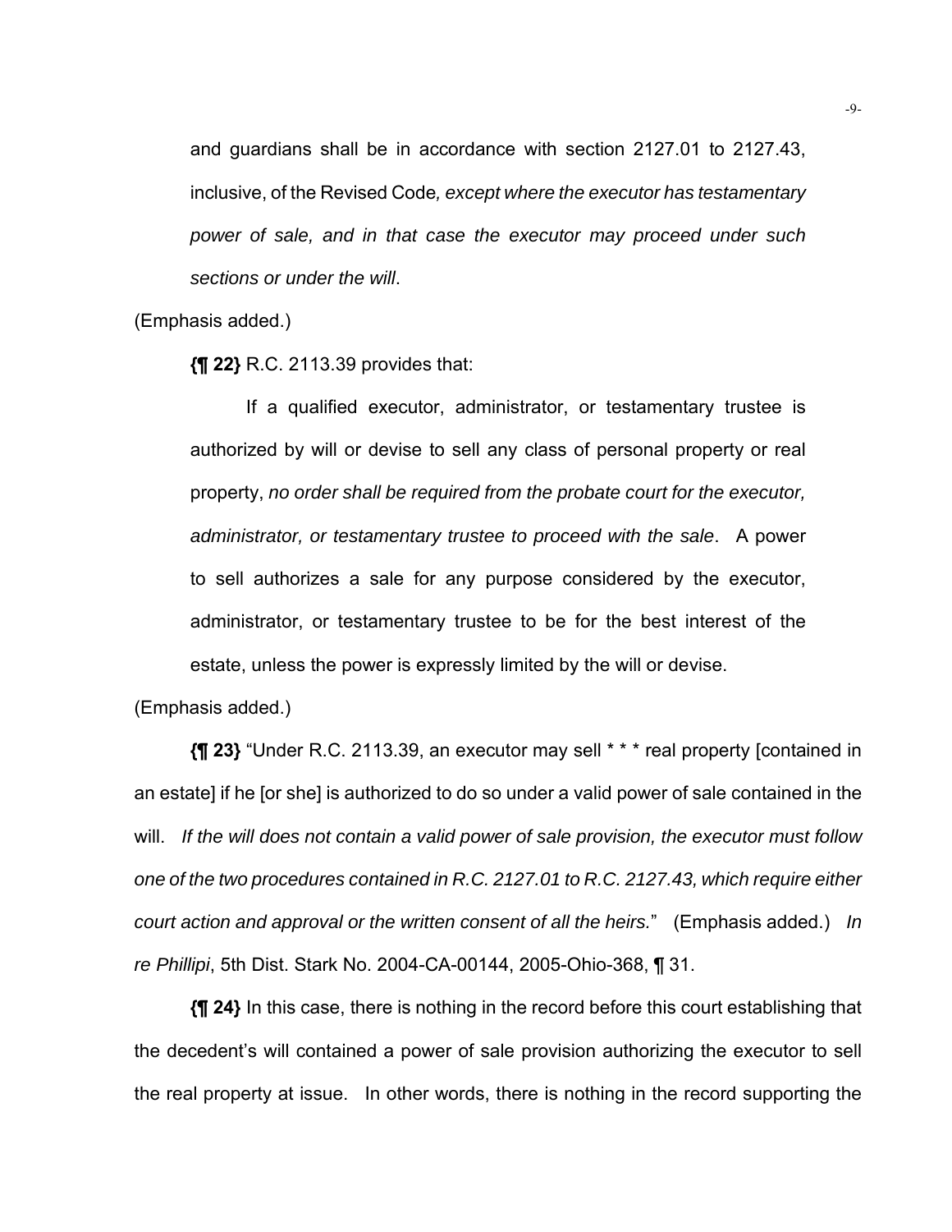> and guardians shall be in accordance with section 2127.01 to 2127.43, inclusive, of the Revised Code*, except where the executor has testamentary power of sale, and in that case the executor may proceed under such sections or under the will*.

(Emphasis added.)

**{¶ 22}** R.C. 2113.39 provides that:

> If a qualified executor, administrator, or testamentary trustee is authorized by will or devise to sell any class of personal property or real property, *no order shall be required from the probate court for the executor, administrator, or testamentary trustee to proceed with the sale*. A power to sell authorizes a sale for any purpose considered by the executor, administrator, or testamentary trustee to be for the best interest of the estate, unless the power is expressly limited by the will or devise.

(Emphasis added.)

**{¶ 23}** "Under R.C. 2113.39, an executor may sell * * * real property [contained in an estate] if he [or she] is authorized to do so under a valid power of sale contained in the will. *If the will does not contain a valid power of sale provision, the executor must follow one of the two procedures contained in R.C. 2127.01 to R.C. 2127.43, which require either court action and approval or the written consent of all the heirs.*" (Emphasis added.) *In re Phillipi*, 5th Dist. Stark No. 2004-CA-00144, 2005-Ohio-368, ¶ 31.

**{¶ 24}** In this case, there is nothing in the record before this court establishing that the decedent's will contained a power of sale provision authorizing the executor to sell the real property at issue. In other words, there is nothing in the record supporting the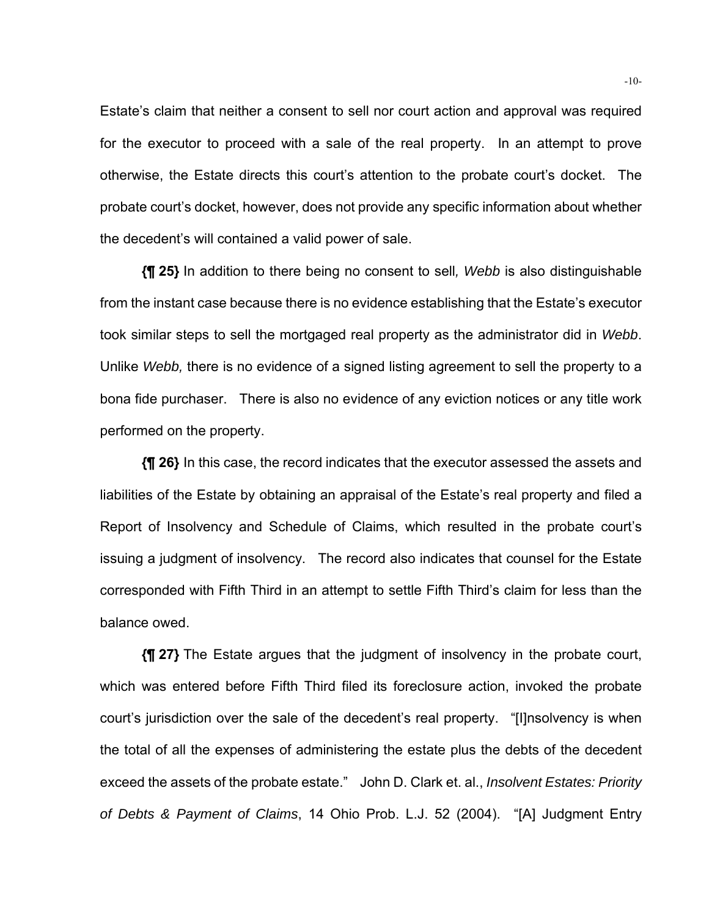Estate's claim that neither a consent to sell nor court action and approval was required for the executor to proceed with a sale of the real property. In an attempt to prove otherwise, the Estate directs this court's attention to the probate court's docket. The probate court's docket, however, does not provide any specific information about whether the decedent's will contained a valid power of sale.

**{¶ 25}** In addition to there being no consent to sell*, Webb* is also distinguishable from the instant case because there is no evidence establishing that the Estate's executor took similar steps to sell the mortgaged real property as the administrator did in *Webb*. Unlike *Webb,* there is no evidence of a signed listing agreement to sell the property to a bona fide purchaser. There is also no evidence of any eviction notices or any title work performed on the property.

**{¶ 26}** In this case, the record indicates that the executor assessed the assets and liabilities of the Estate by obtaining an appraisal of the Estate's real property and filed a Report of Insolvency and Schedule of Claims, which resulted in the probate court's issuing a judgment of insolvency. The record also indicates that counsel for the Estate corresponded with Fifth Third in an attempt to settle Fifth Third's claim for less than the balance owed.

**{¶ 27}** The Estate argues that the judgment of insolvency in the probate court, which was entered before Fifth Third filed its foreclosure action, invoked the probate court's jurisdiction over the sale of the decedent's real property. "[I]nsolvency is when the total of all the expenses of administering the estate plus the debts of the decedent exceed the assets of the probate estate." John D. Clark et. al., *Insolvent Estates: Priority of Debts & Payment of Claims*, 14 Ohio Prob. L.J. 52 (2004). "[A] Judgment Entry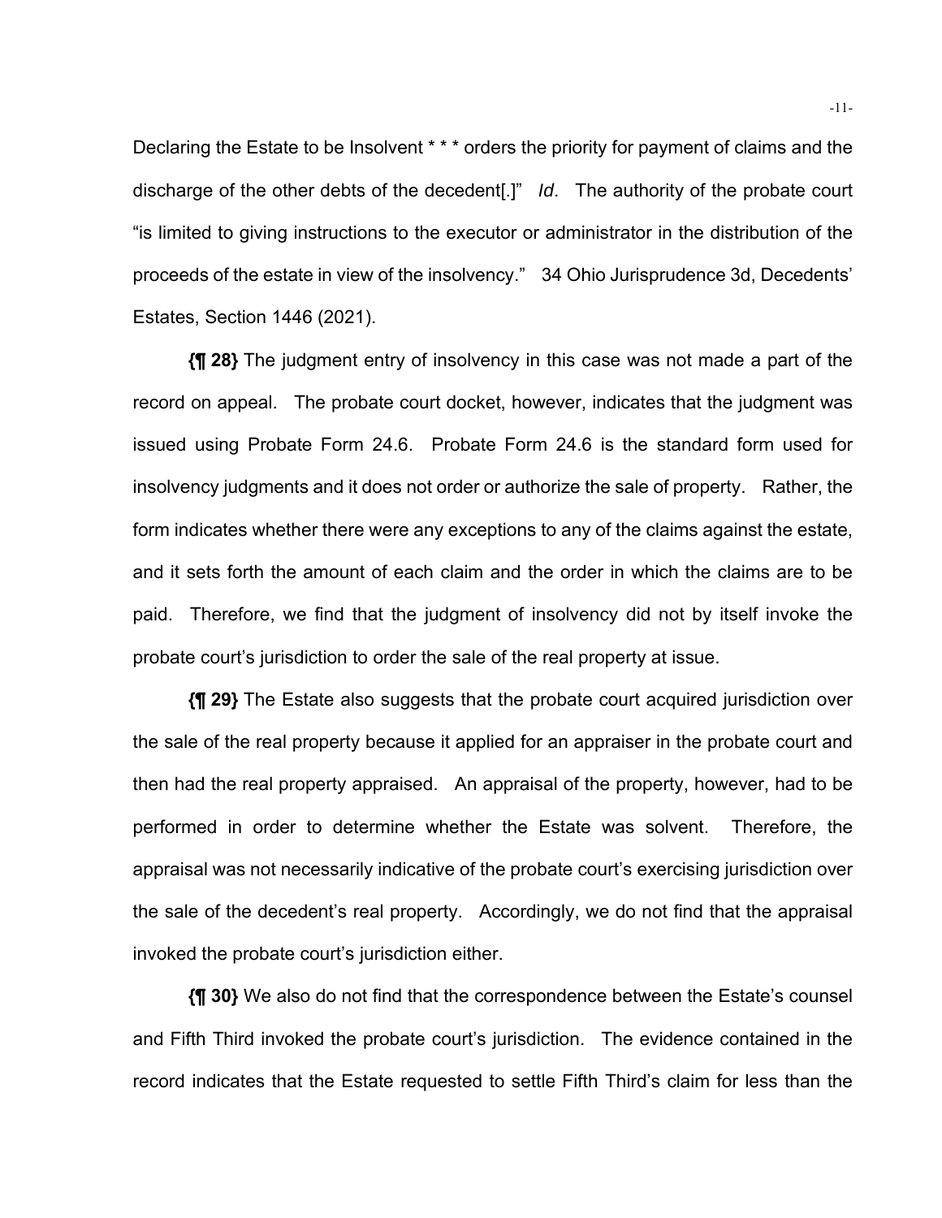Declaring the Estate to be Insolvent * * * orders the priority for payment of claims and the discharge of the other debts of the decedent[.]" *Id*. The authority of the probate court "is limited to giving instructions to the executor or administrator in the distribution of the proceeds of the estate in view of the insolvency." 34 Ohio Jurisprudence 3d, Decedents' Estates, Section 1446 (2021).

**{¶ 28}** The judgment entry of insolvency in this case was not made a part of the record on appeal. The probate court docket, however, indicates that the judgment was issued using Probate Form 24.6. Probate Form 24.6 is the standard form used for insolvency judgments and it does not order or authorize the sale of property. Rather, the form indicates whether there were any exceptions to any of the claims against the estate, and it sets forth the amount of each claim and the order in which the claims are to be paid. Therefore, we find that the judgment of insolvency did not by itself invoke the probate court's jurisdiction to order the sale of the real property at issue.

**{¶ 29}** The Estate also suggests that the probate court acquired jurisdiction over the sale of the real property because it applied for an appraiser in the probate court and then had the real property appraised. An appraisal of the property, however, had to be performed in order to determine whether the Estate was solvent. Therefore, the appraisal was not necessarily indicative of the probate court's exercising jurisdiction over the sale of the decedent's real property. Accordingly, we do not find that the appraisal invoked the probate court's jurisdiction either.

**{¶ 30}** We also do not find that the correspondence between the Estate's counsel and Fifth Third invoked the probate court's jurisdiction. The evidence contained in the record indicates that the Estate requested to settle Fifth Third's claim for less than the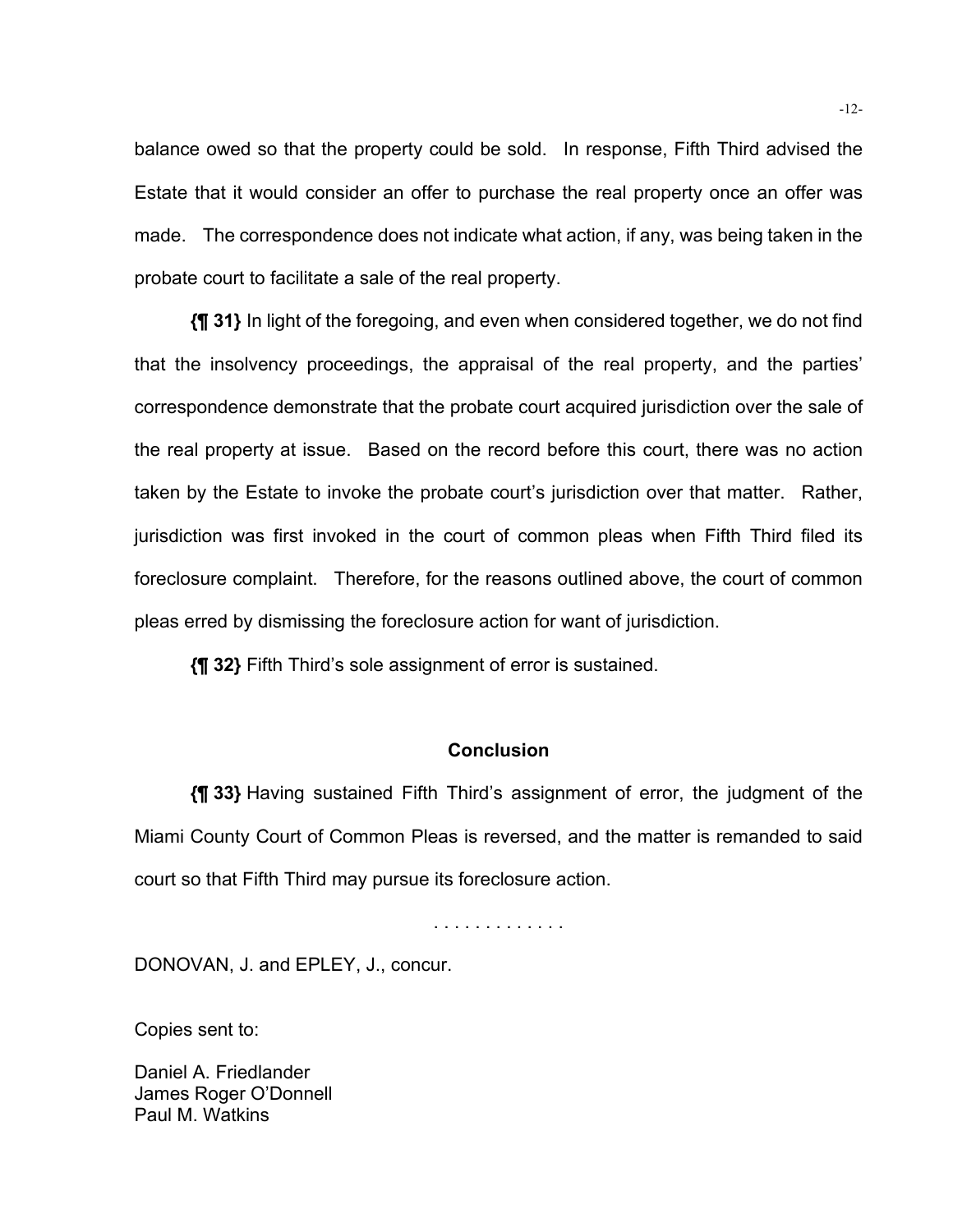balance owed so that the property could be sold. In response, Fifth Third advised the Estate that it would consider an offer to purchase the real property once an offer was made. The correspondence does not indicate what action, if any, was being taken in the probate court to facilitate a sale of the real property.

**{¶ 31}** In light of the foregoing, and even when considered together, we do not find that the insolvency proceedings, the appraisal of the real property, and the parties' correspondence demonstrate that the probate court acquired jurisdiction over the sale of the real property at issue. Based on the record before this court, there was no action taken by the Estate to invoke the probate court's jurisdiction over that matter. Rather, jurisdiction was first invoked in the court of common pleas when Fifth Third filed its foreclosure complaint. Therefore, for the reasons outlined above, the court of common pleas erred by dismissing the foreclosure action for want of jurisdiction.

**{¶ 32}** Fifth Third's sole assignment of error is sustained.

## Conclusion

**{¶ 33}** Having sustained Fifth Third's assignment of error, the judgment of the Miami County Court of Common Pleas is reversed, and the matter is remanded to said court so that Fifth Third may pursue its foreclosure action.

. . . . . . . . . . . . .

DONOVAN, J. and EPLEY, J., concur.

Copies sent to:

Daniel A. Friedlander
James Roger O'Donnell
Paul M. Watkins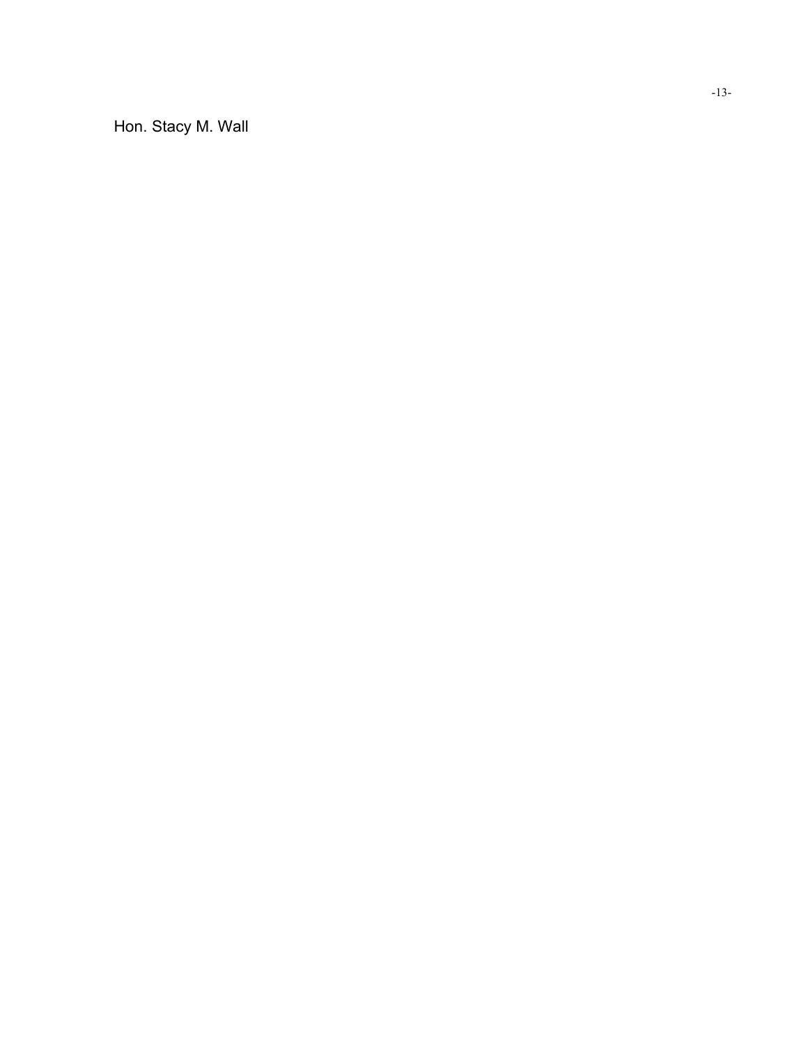Hon. Stacy M. Wall